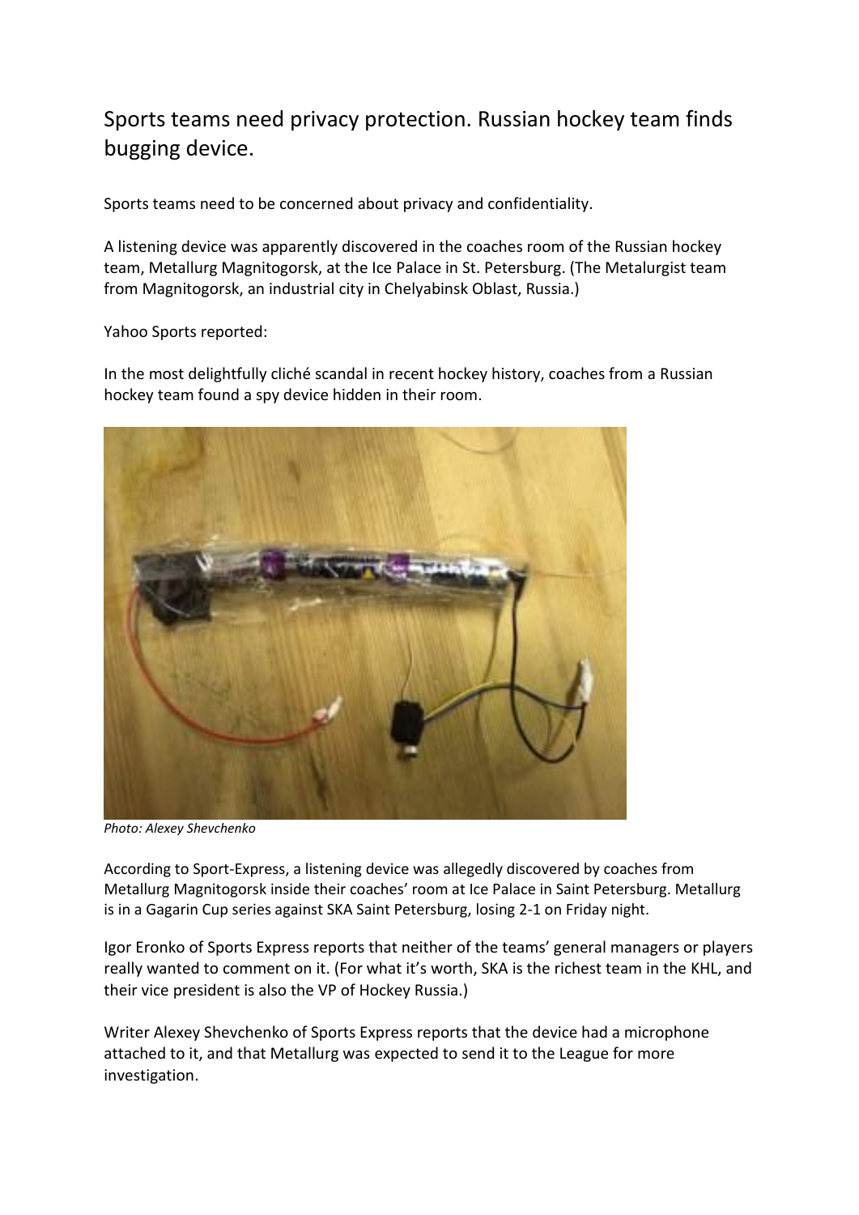# Sports teams need privacy protection. Russian hockey team finds bugging device.

Sports teams need to be concerned about privacy and confidentiality.

A listening device was apparently discovered in the coaches room of the Russian hockey team, Metallurg Magnitogorsk, at the Ice Palace in St. Petersburg. (The Metalurgist team from Magnitogorsk, an industrial city in Chelyabinsk Oblast, Russia.)

Yahoo Sports reported:

In the most delightfully cliché scandal in recent hockey history, coaches from a Russian hockey team found a spy device hidden in their room.

*Photo: Alexey Shevchenko*

According to Sport-Express, a listening device was allegedly discovered by coaches from Metallurg Magnitogorsk inside their coaches' room at Ice Palace in Saint Petersburg. Metallurg is in a Gagarin Cup series against SKA Saint Petersburg, losing 2-1 on Friday night.

Igor Eronko of Sports Express reports that neither of the teams' general managers or players really wanted to comment on it. (For what it's worth, SKA is the richest team in the KHL, and their vice president is also the VP of Hockey Russia.)

Writer Alexey Shevchenko of Sports Express reports that the device had a microphone attached to it, and that Metallurg was expected to send it to the League for more investigation.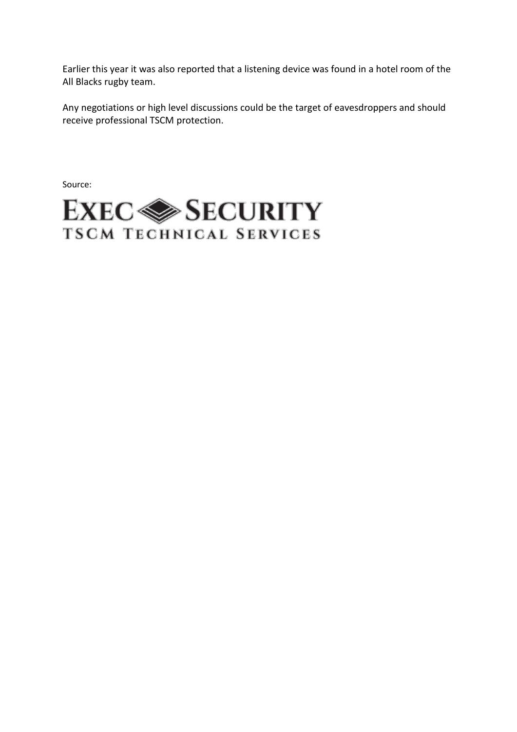Earlier this year it was also reported that a listening device was found in a hotel room of the All Blacks rugby team.

Any negotiations or high level discussions could be the target of eavesdroppers and should receive professional TSCM protection.

Source:

EXEC SECURITY
TSCM TECHNICAL SERVICES